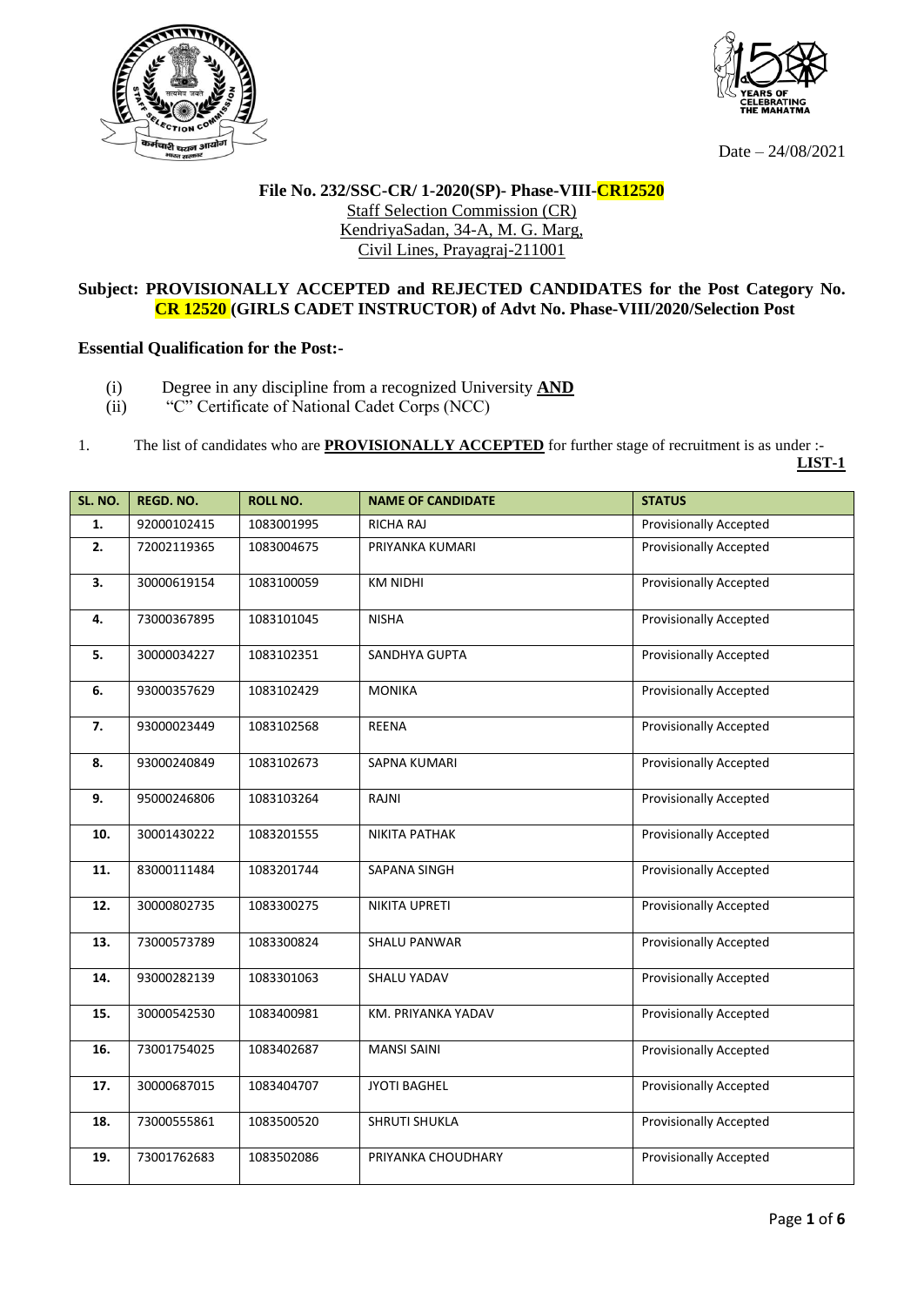Date – 24/08/2021

**File No. 232/SSC-CR/ 1-2020(SP)- Phase-VIII-CR12520**

Staff Selection Commission (CR)
KendriyaSadan, 34-A, M. G. Marg,
Civil Lines, Prayagraj-211001

**Subject: PROVISIONALLY ACCEPTED and REJECTED CANDIDATES for the Post Category No. CR 12520 (GIRLS CADET INSTRUCTOR) of Advt No. Phase-VIII/2020/Selection Post**

**Essential Qualification for the Post:-**

(i) Degree in any discipline from a recognized University **AND**
(ii) "C" Certificate of National Cadet Corps (NCC)

1. The list of candidates who are **PROVISIONALLY ACCEPTED** for further stage of recruitment is as under :-

**LIST-1**

| SL. NO. | REGD. NO. | ROLL NO. | NAME OF CANDIDATE | STATUS |
|---|---|---|---|---|
| 1. | 92000102415 | 1083001995 | RICHA RAJ | Provisionally Accepted |
| 2. | 72002119365 | 1083004675 | PRIYANKA KUMARI | Provisionally Accepted |
| 3. | 30000619154 | 1083100059 | KM NIDHI | Provisionally Accepted |
| 4. | 73000367895 | 1083101045 | NISHA | Provisionally Accepted |
| 5. | 30000034227 | 1083102351 | SANDHYA GUPTA | Provisionally Accepted |
| 6. | 93000357629 | 1083102429 | MONIKA | Provisionally Accepted |
| 7. | 93000023449 | 1083102568 | REENA | Provisionally Accepted |
| 8. | 93000240849 | 1083102673 | SAPNA KUMARI | Provisionally Accepted |
| 9. | 95000246806 | 1083103264 | RAJNI | Provisionally Accepted |
| 10. | 30001430222 | 1083201555 | NIKITA PATHAK | Provisionally Accepted |
| 11. | 83000111484 | 1083201744 | SAPANA SINGH | Provisionally Accepted |
| 12. | 30000802735 | 1083300275 | NIKITA UPRETI | Provisionally Accepted |
| 13. | 73000573789 | 1083300824 | SHALU PANWAR | Provisionally Accepted |
| 14. | 93000282139 | 1083301063 | SHALU YADAV | Provisionally Accepted |
| 15. | 30000542530 | 1083400981 | KM. PRIYANKA YADAV | Provisionally Accepted |
| 16. | 73001754025 | 1083402687 | MANSI SAINI | Provisionally Accepted |
| 17. | 30000687015 | 1083404707 | JYOTI BAGHEL | Provisionally Accepted |
| 18. | 73000555861 | 1083500520 | SHRUTI SHUKLA | Provisionally Accepted |
| 19. | 73001762683 | 1083502086 | PRIYANKA CHOUDHARY | Provisionally Accepted |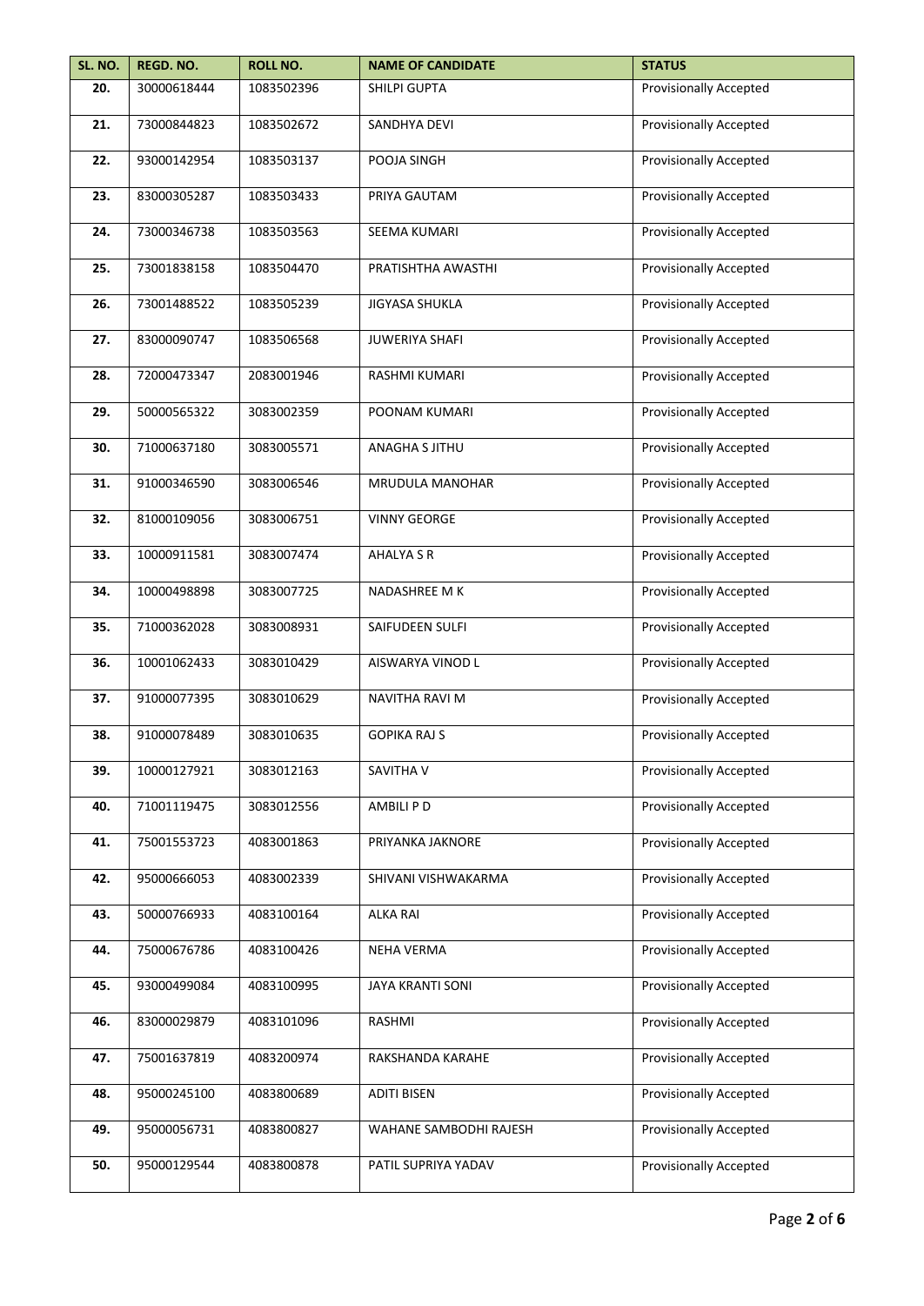| SL. NO. | REGD. NO. | ROLL NO. | NAME OF CANDIDATE | STATUS |
|---|---|---|---|---|
| 20. | 30000618444 | 1083502396 | SHILPI GUPTA | Provisionally Accepted |
| 21. | 73000844823 | 1083502672 | SANDHYA DEVI | Provisionally Accepted |
| 22. | 93000142954 | 1083503137 | POOJA SINGH | Provisionally Accepted |
| 23. | 83000305287 | 1083503433 | PRIYA GAUTAM | Provisionally Accepted |
| 24. | 73000346738 | 1083503563 | SEEMA KUMARI | Provisionally Accepted |
| 25. | 73001838158 | 1083504470 | PRATISHTHA AWASTHI | Provisionally Accepted |
| 26. | 73001488522 | 1083505239 | JIGYASA SHUKLA | Provisionally Accepted |
| 27. | 83000090747 | 1083506568 | JUWERIYA SHAFI | Provisionally Accepted |
| 28. | 72000473347 | 2083001946 | RASHMI KUMARI | Provisionally Accepted |
| 29. | 50000565322 | 3083002359 | POONAM KUMARI | Provisionally Accepted |
| 30. | 71000637180 | 3083005571 | ANAGHA S JITHU | Provisionally Accepted |
| 31. | 91000346590 | 3083006546 | MRUDULA MANOHAR | Provisionally Accepted |
| 32. | 81000109056 | 3083006751 | VINNY GEORGE | Provisionally Accepted |
| 33. | 10000911581 | 3083007474 | AHALYA S R | Provisionally Accepted |
| 34. | 10000498898 | 3083007725 | NADASHREE M K | Provisionally Accepted |
| 35. | 71000362028 | 3083008931 | SAIFUDEEN SULFI | Provisionally Accepted |
| 36. | 10001062433 | 3083010429 | AISWARYA VINOD L | Provisionally Accepted |
| 37. | 91000077395 | 3083010629 | NAVITHA RAVI M | Provisionally Accepted |
| 38. | 91000078489 | 3083010635 | GOPIKA RAJ S | Provisionally Accepted |
| 39. | 10000127921 | 3083012163 | SAVITHA V | Provisionally Accepted |
| 40. | 71001119475 | 3083012556 | AMBILI P D | Provisionally Accepted |
| 41. | 75001553723 | 4083001863 | PRIYANKA JAKNORE | Provisionally Accepted |
| 42. | 95000666053 | 4083002339 | SHIVANI VISHWAKARMA | Provisionally Accepted |
| 43. | 50000766933 | 4083100164 | ALKA RAI | Provisionally Accepted |
| 44. | 75000676786 | 4083100426 | NEHA VERMA | Provisionally Accepted |
| 45. | 93000499084 | 4083100995 | JAYA KRANTI SONI | Provisionally Accepted |
| 46. | 83000029879 | 4083101096 | RASHMI | Provisionally Accepted |
| 47. | 75001637819 | 4083200974 | RAKSHANDA KARAHE | Provisionally Accepted |
| 48. | 95000245100 | 4083800689 | ADITI BISEN | Provisionally Accepted |
| 49. | 95000056731 | 4083800827 | WAHANE SAMBODHI RAJESH | Provisionally Accepted |
| 50. | 95000129544 | 4083800878 | PATIL SUPRIYA YADAV | Provisionally Accepted |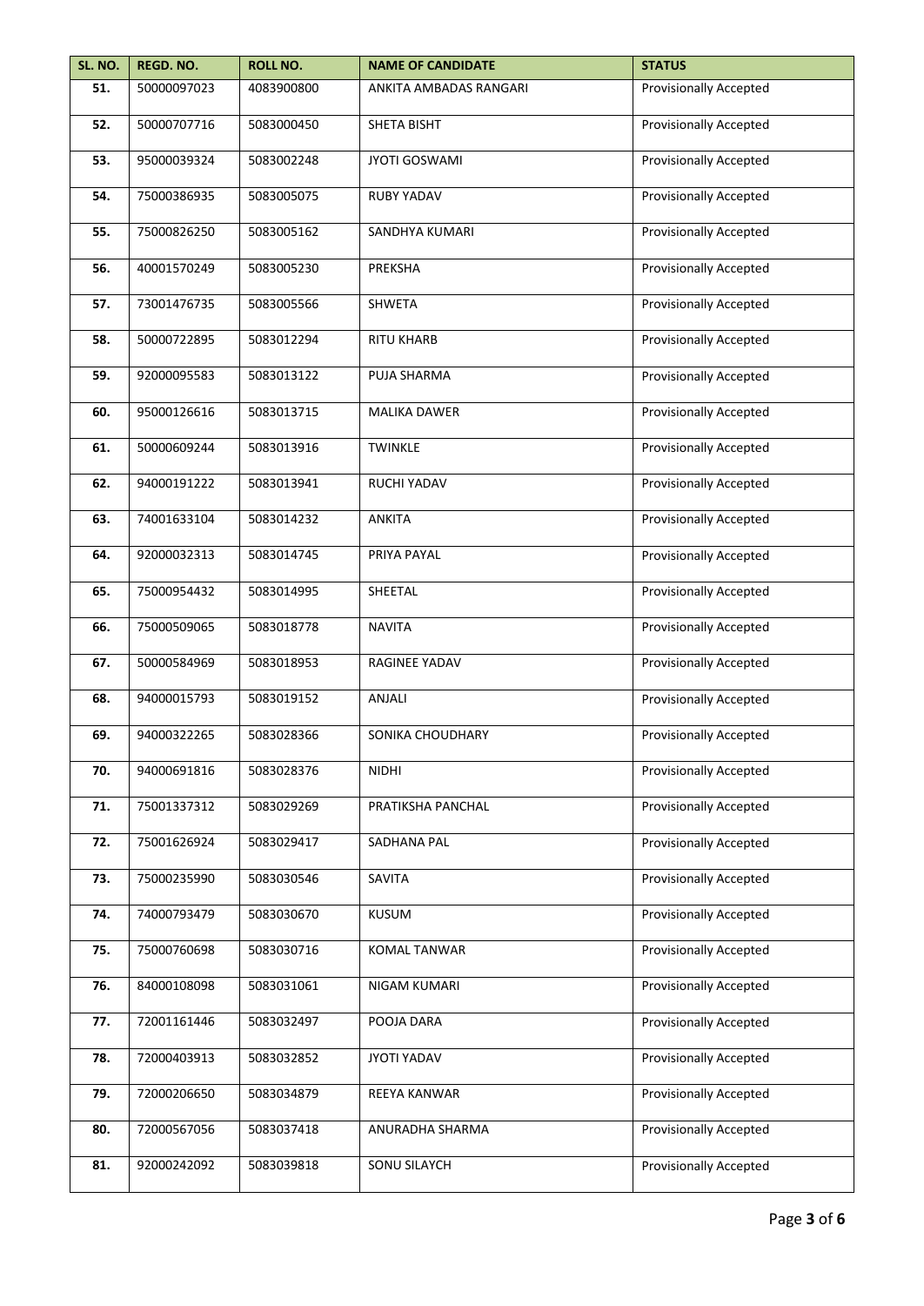| SL. NO. | REGD. NO. | ROLL NO. | NAME OF CANDIDATE | STATUS |
|---|---|---|---|---|
| 51. | 50000097023 | 4083900800 | ANKITA AMBADAS RANGARI | Provisionally Accepted |
| 52. | 50000707716 | 5083000450 | SHETA BISHT | Provisionally Accepted |
| 53. | 95000039324 | 5083002248 | JYOTI GOSWAMI | Provisionally Accepted |
| 54. | 75000386935 | 5083005075 | RUBY YADAV | Provisionally Accepted |
| 55. | 75000826250 | 5083005162 | SANDHYA KUMARI | Provisionally Accepted |
| 56. | 40001570249 | 5083005230 | PREKSHA | Provisionally Accepted |
| 57. | 73001476735 | 5083005566 | SHWETA | Provisionally Accepted |
| 58. | 50000722895 | 5083012294 | RITU KHARB | Provisionally Accepted |
| 59. | 92000095583 | 5083013122 | PUJA SHARMA | Provisionally Accepted |
| 60. | 95000126616 | 5083013715 | MALIKA DAWER | Provisionally Accepted |
| 61. | 50000609244 | 5083013916 | TWINKLE | Provisionally Accepted |
| 62. | 94000191222 | 5083013941 | RUCHI YADAV | Provisionally Accepted |
| 63. | 74001633104 | 5083014232 | ANKITA | Provisionally Accepted |
| 64. | 92000032313 | 5083014745 | PRIYA PAYAL | Provisionally Accepted |
| 65. | 75000954432 | 5083014995 | SHEETAL | Provisionally Accepted |
| 66. | 75000509065 | 5083018778 | NAVITA | Provisionally Accepted |
| 67. | 50000584969 | 5083018953 | RAGINEE YADAV | Provisionally Accepted |
| 68. | 94000015793 | 5083019152 | ANJALI | Provisionally Accepted |
| 69. | 94000322265 | 5083028366 | SONIKA CHOUDHARY | Provisionally Accepted |
| 70. | 94000691816 | 5083028376 | NIDHI | Provisionally Accepted |
| 71. | 75001337312 | 5083029269 | PRATIKSHA PANCHAL | Provisionally Accepted |
| 72. | 75001626924 | 5083029417 | SADHANA PAL | Provisionally Accepted |
| 73. | 75000235990 | 5083030546 | SAVITA | Provisionally Accepted |
| 74. | 74000793479 | 5083030670 | KUSUM | Provisionally Accepted |
| 75. | 75000760698 | 5083030716 | KOMAL TANWAR | Provisionally Accepted |
| 76. | 84000108098 | 5083031061 | NIGAM KUMARI | Provisionally Accepted |
| 77. | 72001161446 | 5083032497 | POOJA DARA | Provisionally Accepted |
| 78. | 72000403913 | 5083032852 | JYOTI YADAV | Provisionally Accepted |
| 79. | 72000206650 | 5083034879 | REEYA KANWAR | Provisionally Accepted |
| 80. | 72000567056 | 5083037418 | ANURADHA SHARMA | Provisionally Accepted |
| 81. | 92000242092 | 5083039818 | SONU SILAYCH | Provisionally Accepted |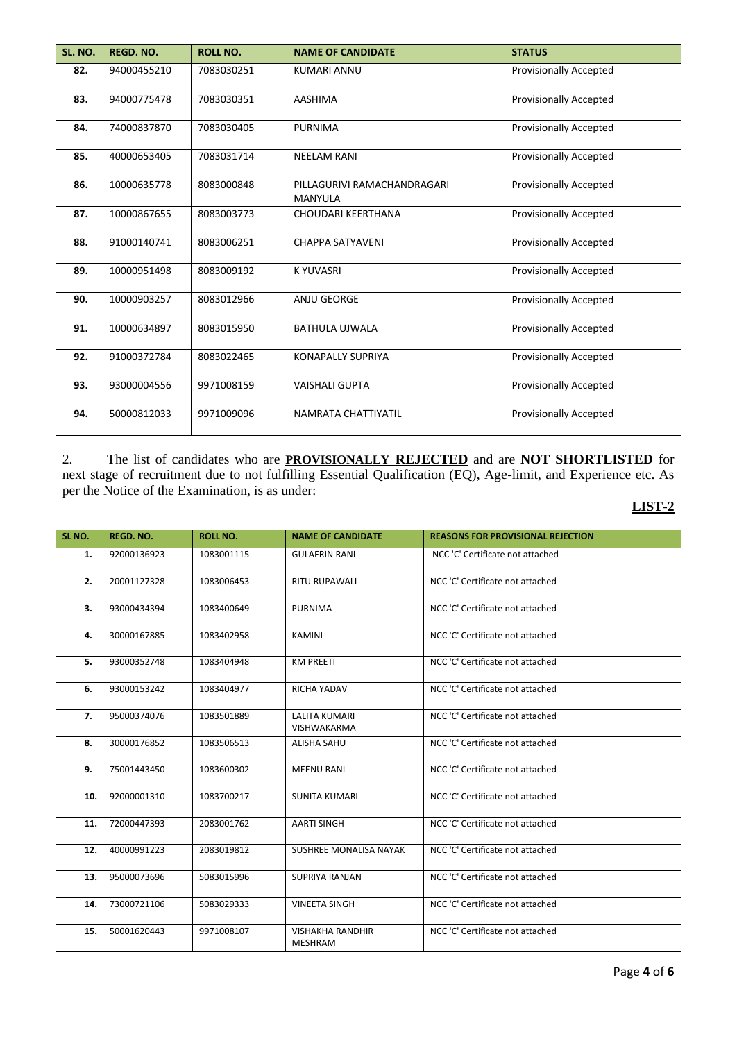| SL. NO. | REGD. NO. | ROLL NO. | NAME OF CANDIDATE | STATUS |
|---|---|---|---|---|
| 82. | 94000455210 | 7083030251 | KUMARI ANNU | Provisionally Accepted |
| 83. | 94000775478 | 7083030351 | AASHIMA | Provisionally Accepted |
| 84. | 74000837870 | 7083030405 | PURNIMA | Provisionally Accepted |
| 85. | 40000653405 | 7083031714 | NEELAM RANI | Provisionally Accepted |
| 86. | 10000635778 | 8083000848 | PILLAGURIVI RAMACHANDRAGARI MANYULA | Provisionally Accepted |
| 87. | 10000867655 | 8083003773 | CHOUDARI KEERTHANA | Provisionally Accepted |
| 88. | 91000140741 | 8083006251 | CHAPPA SATYAVENI | Provisionally Accepted |
| 89. | 10000951498 | 8083009192 | K YUVASRI | Provisionally Accepted |
| 90. | 10000903257 | 8083012966 | ANJU GEORGE | Provisionally Accepted |
| 91. | 10000634897 | 8083015950 | BATHULA UJWALA | Provisionally Accepted |
| 92. | 91000372784 | 8083022465 | KONAPALLY SUPRIYA | Provisionally Accepted |
| 93. | 93000004556 | 9971008159 | VAISHALI GUPTA | Provisionally Accepted |
| 94. | 50000812033 | 9971009096 | NAMRATA CHATTIYATIL | Provisionally Accepted |

2. The list of candidates who are **PROVISIONALLY REJECTED** and are **NOT SHORTLISTED** for next stage of recruitment due to not fulfilling Essential Qualification (EQ), Age-limit, and Experience etc. As per the Notice of the Examination, is as under:

**LIST-2**

| SL NO. | REGD. NO. | ROLL NO. | NAME OF CANDIDATE | REASONS FOR PROVISIONAL REJECTION |
|---|---|---|---|---|
| 1. | 92000136923 | 1083001115 | GULAFRIN RANI | NCC 'C' Certificate not attached |
| 2. | 20001127328 | 1083006453 | RITU RUPAWALI | NCC 'C' Certificate not attached |
| 3. | 93000434394 | 1083400649 | PURNIMA | NCC 'C' Certificate not attached |
| 4. | 30000167885 | 1083402958 | KAMINI | NCC 'C' Certificate not attached |
| 5. | 93000352748 | 1083404948 | KM PREETI | NCC 'C' Certificate not attached |
| 6. | 93000153242 | 1083404977 | RICHA YADAV | NCC 'C' Certificate not attached |
| 7. | 95000374076 | 1083501889 | LALITA KUMARI VISHWAKARMA | NCC 'C' Certificate not attached |
| 8. | 30000176852 | 1083506513 | ALISHA SAHU | NCC 'C' Certificate not attached |
| 9. | 75001443450 | 1083600302 | MEENU RANI | NCC 'C' Certificate not attached |
| 10. | 92000001310 | 1083700217 | SUNITA KUMARI | NCC 'C' Certificate not attached |
| 11. | 72000447393 | 2083001762 | AARTI SINGH | NCC 'C' Certificate not attached |
| 12. | 40000991223 | 2083019812 | SUSHREE MONALISA NAYAK | NCC 'C' Certificate not attached |
| 13. | 95000073696 | 5083015996 | SUPRIYA RANJAN | NCC 'C' Certificate not attached |
| 14. | 73000721106 | 5083029333 | VINEETA SINGH | NCC 'C' Certificate not attached |
| 15. | 50001620443 | 9971008107 | VISHAKHA RANDHIR MESHRAM | NCC 'C' Certificate not attached |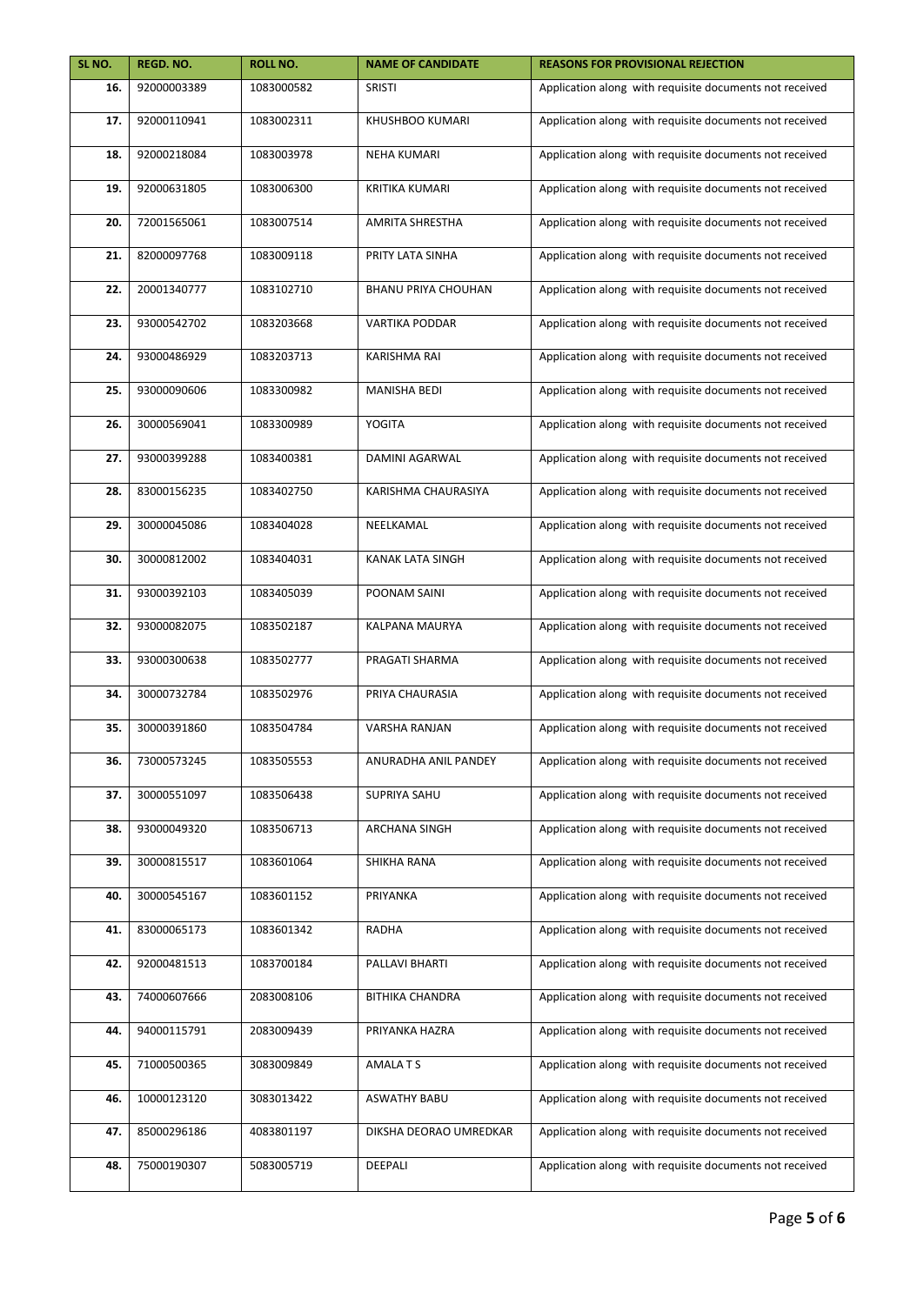| SL NO. | REGD. NO. | ROLL NO. | NAME OF CANDIDATE | REASONS FOR PROVISIONAL REJECTION |
|---|---|---|---|---|
| **16.** | 92000003389 | 1083000582 | SRISTI | Application along with requisite documents not received |
| **17.** | 92000110941 | 1083002311 | KHUSHBOO KUMARI | Application along with requisite documents not received |
| **18.** | 92000218084 | 1083003978 | NEHA KUMARI | Application along with requisite documents not received |
| **19.** | 92000631805 | 1083006300 | KRITIKA KUMARI | Application along with requisite documents not received |
| **20.** | 72001565061 | 1083007514 | AMRITA SHRESTHA | Application along with requisite documents not received |
| **21.** | 82000097768 | 1083009118 | PRITY LATA SINHA | Application along with requisite documents not received |
| **22.** | 20001340777 | 1083102710 | BHANU PRIYA CHOUHAN | Application along with requisite documents not received |
| **23.** | 93000542702 | 1083203668 | VARTIKA PODDAR | Application along with requisite documents not received |
| **24.** | 93000486929 | 1083203713 | KARISHMA RAI | Application along with requisite documents not received |
| **25.** | 93000090606 | 1083300982 | MANISHA BEDI | Application along with requisite documents not received |
| **26.** | 30000569041 | 1083300989 | YOGITA | Application along with requisite documents not received |
| **27.** | 93000399288 | 1083400381 | DAMINI AGARWAL | Application along with requisite documents not received |
| **28.** | 83000156235 | 1083402750 | KARISHMA CHAURASIYA | Application along with requisite documents not received |
| **29.** | 30000045086 | 1083404028 | NEELKAMAL | Application along with requisite documents not received |
| **30.** | 30000812002 | 1083404031 | KANAK LATA SINGH | Application along with requisite documents not received |
| **31.** | 93000392103 | 1083405039 | POONAM SAINI | Application along with requisite documents not received |
| **32.** | 93000082075 | 1083502187 | KALPANA MAURYA | Application along with requisite documents not received |
| **33.** | 93000300638 | 1083502777 | PRAGATI SHARMA | Application along with requisite documents not received |
| **34.** | 30000732784 | 1083502976 | PRIYA CHAURASIA | Application along with requisite documents not received |
| **35.** | 30000391860 | 1083504784 | VARSHA RANJAN | Application along with requisite documents not received |
| **36.** | 73000573245 | 1083505553 | ANURADHA ANIL PANDEY | Application along with requisite documents not received |
| **37.** | 30000551097 | 1083506438 | SUPRIYA SAHU | Application along with requisite documents not received |
| **38.** | 93000049320 | 1083506713 | ARCHANA SINGH | Application along with requisite documents not received |
| **39.** | 30000815517 | 1083601064 | SHIKHA RANA | Application along with requisite documents not received |
| **40.** | 30000545167 | 1083601152 | PRIYANKA | Application along with requisite documents not received |
| **41.** | 83000065173 | 1083601342 | RADHA | Application along with requisite documents not received |
| **42.** | 92000481513 | 1083700184 | PALLAVI BHARTI | Application along with requisite documents not received |
| **43.** | 74000607666 | 2083008106 | BITHIKA CHANDRA | Application along with requisite documents not received |
| **44.** | 94000115791 | 2083009439 | PRIYANKA HAZRA | Application along with requisite documents not received |
| **45.** | 71000500365 | 3083009849 | AMALA T S | Application along with requisite documents not received |
| **46.** | 10000123120 | 3083013422 | ASWATHY BABU | Application along with requisite documents not received |
| **47.** | 85000296186 | 4083801197 | DIKSHA DEORAO UMREDKAR | Application along with requisite documents not received |
| **48.** | 75000190307 | 5083005719 | DEEPALI | Application along with requisite documents not received |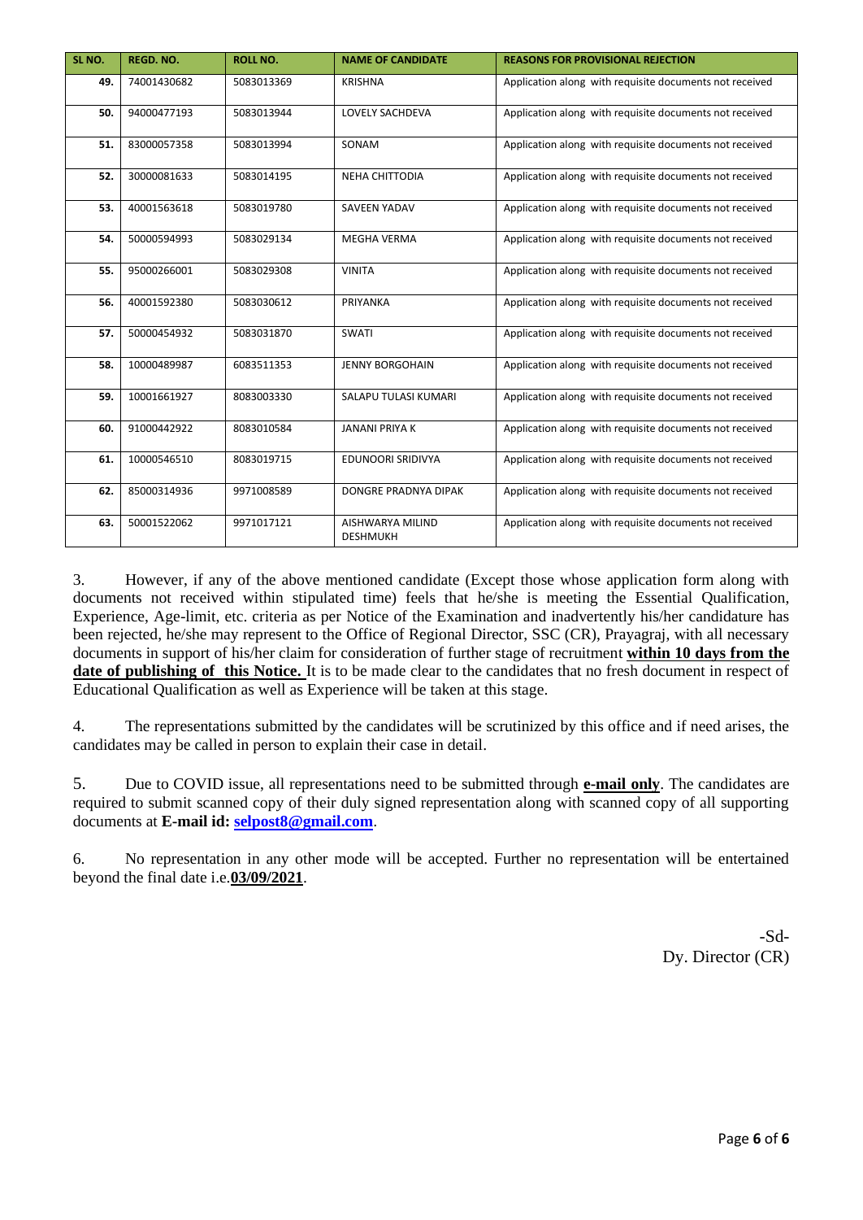| SL NO. | REGD. NO. | ROLL NO. | NAME OF CANDIDATE | REASONS FOR PROVISIONAL REJECTION |
|---|---|---|---|---|
| 49. | 74001430682 | 5083013369 | KRISHNA | Application along with requisite documents not received |
| 50. | 94000477193 | 5083013944 | LOVELY SACHDEVA | Application along with requisite documents not received |
| 51. | 83000057358 | 5083013994 | SONAM | Application along with requisite documents not received |
| 52. | 30000081633 | 5083014195 | NEHA CHITTODIA | Application along with requisite documents not received |
| 53. | 40001563618 | 5083019780 | SAVEEN YADAV | Application along with requisite documents not received |
| 54. | 50000594993 | 5083029134 | MEGHA VERMA | Application along with requisite documents not received |
| 55. | 95000266001 | 5083029308 | VINITA | Application along with requisite documents not received |
| 56. | 40001592380 | 5083030612 | PRIYANKA | Application along with requisite documents not received |
| 57. | 50000454932 | 5083031870 | SWATI | Application along with requisite documents not received |
| 58. | 10000489987 | 6083511353 | JENNY BORGOHAIN | Application along with requisite documents not received |
| 59. | 10001661927 | 8083003330 | SALAPU TULASI KUMARI | Application along with requisite documents not received |
| 60. | 91000442922 | 8083010584 | JANANI PRIYA K | Application along with requisite documents not received |
| 61. | 10000546510 | 8083019715 | EDUNOORI SRIDIVYA | Application along with requisite documents not received |
| 62. | 85000314936 | 9971008589 | DONGRE PRADNYA DIPAK | Application along with requisite documents not received |
| 63. | 50001522062 | 9971017121 | AISHWARYA MILIND DESHMUKH | Application along with requisite documents not received |

3. However, if any of the above mentioned candidate (Except those whose application form along with documents not received within stipulated time) feels that he/she is meeting the Essential Qualification, Experience, Age-limit, etc. criteria as per Notice of the Examination and inadvertently his/her candidature has been rejected, he/she may represent to the Office of Regional Director, SSC (CR), Prayagraj, with all necessary documents in support of his/her claim for consideration of further stage of recruitment **within 10 days from the date of publishing of this Notice.** It is to be made clear to the candidates that no fresh document in respect of Educational Qualification as well as Experience will be taken at this stage.

4. The representations submitted by the candidates will be scrutinized by this office and if need arises, the candidates may be called in person to explain their case in detail.

5. Due to COVID issue, all representations need to be submitted through **e-mail only**. The candidates are required to submit scanned copy of their duly signed representation along with scanned copy of all supporting documents at **E-mail id: selpost8@gmail.com**.

6. No representation in any other mode will be accepted. Further no representation will be entertained beyond the final date i.e.**03/09/2021**.

-Sd-

Dy. Director (CR)